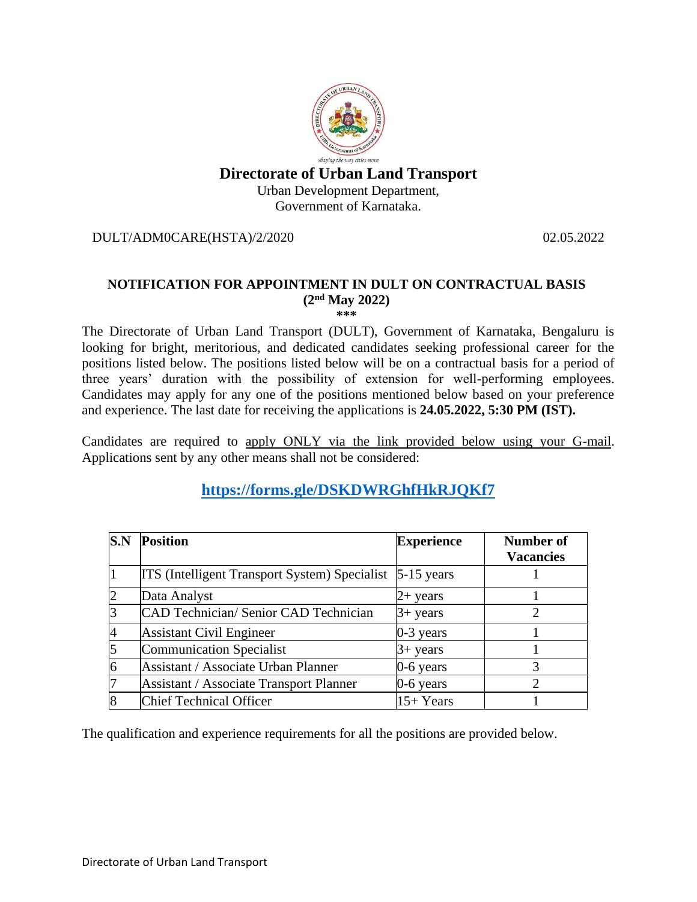# Directorate of Urban Land Transport

Urban Development Department,
Government of Karnataka.

DULT/ADM0CARE(HSTA)/2/2020 02.05.2022

## NOTIFICATION FOR APPOINTMENT IN DULT ON CONTRACTUAL BASIS (2nd May 2022)

\*\*\*

The Directorate of Urban Land Transport (DULT), Government of Karnataka, Bengaluru is looking for bright, meritorious, and dedicated candidates seeking professional career for the positions listed below. The positions listed below will be on a contractual basis for a period of three years' duration with the possibility of extension for well-performing employees. Candidates may apply for any one of the positions mentioned below based on your preference and experience. The last date for receiving the applications is **24.05.2022, 5:30 PM (IST).**

Candidates are required to apply ONLY via the link provided below using your G-mail. Applications sent by any other means shall not be considered:

**https://forms.gle/DSKDWRGhfHkRJQKf7**

| S.N | Position | Experience | Number of Vacancies |
|---|---|---|---|
| 1 | ITS (Intelligent Transport System) Specialist | 5-15 years | 1 |
| 2 | Data Analyst | 2+ years | 1 |
| 3 | CAD Technician/ Senior CAD Technician | 3+ years | 2 |
| 4 | Assistant Civil Engineer | 0-3 years | 1 |
| 5 | Communication Specialist | 3+ years | 1 |
| 6 | Assistant / Associate Urban Planner | 0-6 years | 3 |
| 7 | Assistant / Associate Transport Planner | 0-6 years | 2 |
| 8 | Chief Technical Officer | 15+ Years | 1 |

The qualification and experience requirements for all the positions are provided below.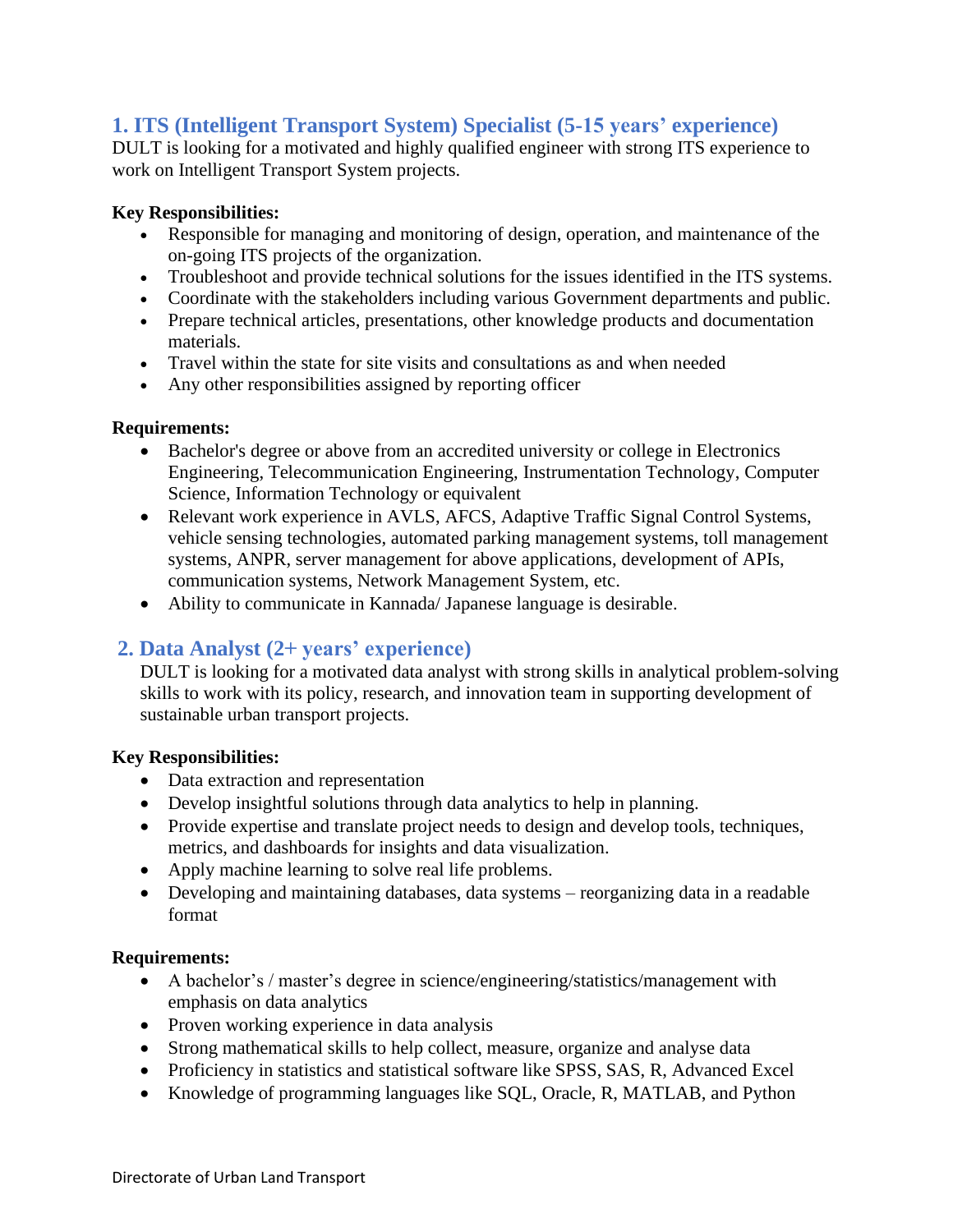## 1. ITS (Intelligent Transport System) Specialist (5-15 years' experience)

DULT is looking for a motivated and highly qualified engineer with strong ITS experience to work on Intelligent Transport System projects.

**Key Responsibilities:**

- Responsible for managing and monitoring of design, operation, and maintenance of the on-going ITS projects of the organization.
- Troubleshoot and provide technical solutions for the issues identified in the ITS systems.
- Coordinate with the stakeholders including various Government departments and public.
- Prepare technical articles, presentations, other knowledge products and documentation materials.
- Travel within the state for site visits and consultations as and when needed
- Any other responsibilities assigned by reporting officer

**Requirements:**

- Bachelor's degree or above from an accredited university or college in Electronics Engineering, Telecommunication Engineering, Instrumentation Technology, Computer Science, Information Technology or equivalent
- Relevant work experience in AVLS, AFCS, Adaptive Traffic Signal Control Systems, vehicle sensing technologies, automated parking management systems, toll management systems, ANPR, server management for above applications, development of APIs, communication systems, Network Management System, etc.
- Ability to communicate in Kannada/ Japanese language is desirable.

## 2. Data Analyst (2+ years' experience)

DULT is looking for a motivated data analyst with strong skills in analytical problem-solving skills to work with its policy, research, and innovation team in supporting development of sustainable urban transport projects.

**Key Responsibilities:**

- Data extraction and representation
- Develop insightful solutions through data analytics to help in planning.
- Provide expertise and translate project needs to design and develop tools, techniques, metrics, and dashboards for insights and data visualization.
- Apply machine learning to solve real life problems.
- Developing and maintaining databases, data systems – reorganizing data in a readable format

**Requirements:**

- A bachelor's / master's degree in science/engineering/statistics/management with emphasis on data analytics
- Proven working experience in data analysis
- Strong mathematical skills to help collect, measure, organize and analyse data
- Proficiency in statistics and statistical software like SPSS, SAS, R, Advanced Excel
- Knowledge of programming languages like SQL, Oracle, R, MATLAB, and Python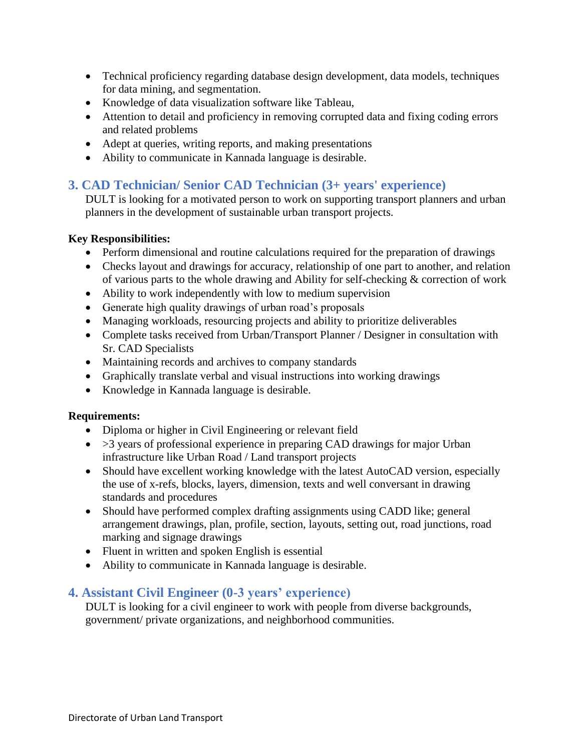- Technical proficiency regarding database design development, data models, techniques for data mining, and segmentation.
- Knowledge of data visualization software like Tableau,
- Attention to detail and proficiency in removing corrupted data and fixing coding errors and related problems
- Adept at queries, writing reports, and making presentations
- Ability to communicate in Kannada language is desirable.

## 3. CAD Technician/ Senior CAD Technician (3+ years' experience)

DULT is looking for a motivated person to work on supporting transport planners and urban planners in the development of sustainable urban transport projects.

**Key Responsibilities:**

- Perform dimensional and routine calculations required for the preparation of drawings
- Checks layout and drawings for accuracy, relationship of one part to another, and relation of various parts to the whole drawing and Ability for self-checking & correction of work
- Ability to work independently with low to medium supervision
- Generate high quality drawings of urban road's proposals
- Managing workloads, resourcing projects and ability to prioritize deliverables
- Complete tasks received from Urban/Transport Planner / Designer in consultation with Sr. CAD Specialists
- Maintaining records and archives to company standards
- Graphically translate verbal and visual instructions into working drawings
- Knowledge in Kannada language is desirable.

**Requirements:**

- Diploma or higher in Civil Engineering or relevant field
- >3 years of professional experience in preparing CAD drawings for major Urban infrastructure like Urban Road / Land transport projects
- Should have excellent working knowledge with the latest AutoCAD version, especially the use of x-refs, blocks, layers, dimension, texts and well conversant in drawing standards and procedures
- Should have performed complex drafting assignments using CADD like; general arrangement drawings, plan, profile, section, layouts, setting out, road junctions, road marking and signage drawings
- Fluent in written and spoken English is essential
- Ability to communicate in Kannada language is desirable.

## 4. Assistant Civil Engineer (0-3 years' experience)

DULT is looking for a civil engineer to work with people from diverse backgrounds, government/ private organizations, and neighborhood communities.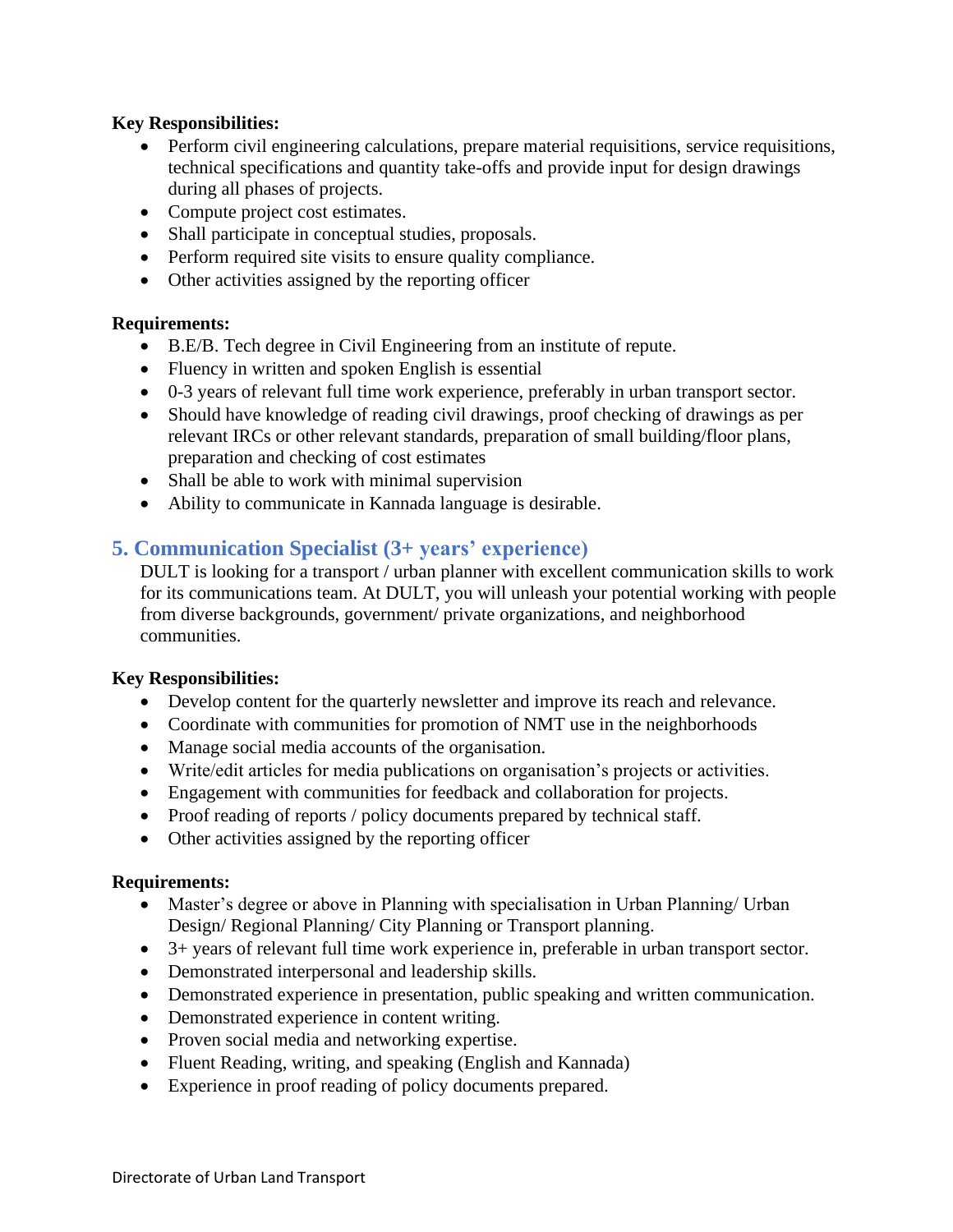**Key Responsibilities:**

- Perform civil engineering calculations, prepare material requisitions, service requisitions, technical specifications and quantity take-offs and provide input for design drawings during all phases of projects.
- Compute project cost estimates.
- Shall participate in conceptual studies, proposals.
- Perform required site visits to ensure quality compliance.
- Other activities assigned by the reporting officer

**Requirements:**

- B.E/B. Tech degree in Civil Engineering from an institute of repute.
- Fluency in written and spoken English is essential
- 0-3 years of relevant full time work experience, preferably in urban transport sector.
- Should have knowledge of reading civil drawings, proof checking of drawings as per relevant IRCs or other relevant standards, preparation of small building/floor plans, preparation and checking of cost estimates
- Shall be able to work with minimal supervision
- Ability to communicate in Kannada language is desirable.

## 5. Communication Specialist (3+ years' experience)

DULT is looking for a transport / urban planner with excellent communication skills to work for its communications team. At DULT, you will unleash your potential working with people from diverse backgrounds, government/ private organizations, and neighborhood communities.

**Key Responsibilities:**

- Develop content for the quarterly newsletter and improve its reach and relevance.
- Coordinate with communities for promotion of NMT use in the neighborhoods
- Manage social media accounts of the organisation.
- Write/edit articles for media publications on organisation's projects or activities.
- Engagement with communities for feedback and collaboration for projects.
- Proof reading of reports / policy documents prepared by technical staff.
- Other activities assigned by the reporting officer

**Requirements:**

- Master's degree or above in Planning with specialisation in Urban Planning/ Urban Design/ Regional Planning/ City Planning or Transport planning.
- 3+ years of relevant full time work experience in, preferable in urban transport sector.
- Demonstrated interpersonal and leadership skills.
- Demonstrated experience in presentation, public speaking and written communication.
- Demonstrated experience in content writing.
- Proven social media and networking expertise.
- Fluent Reading, writing, and speaking (English and Kannada)
- Experience in proof reading of policy documents prepared.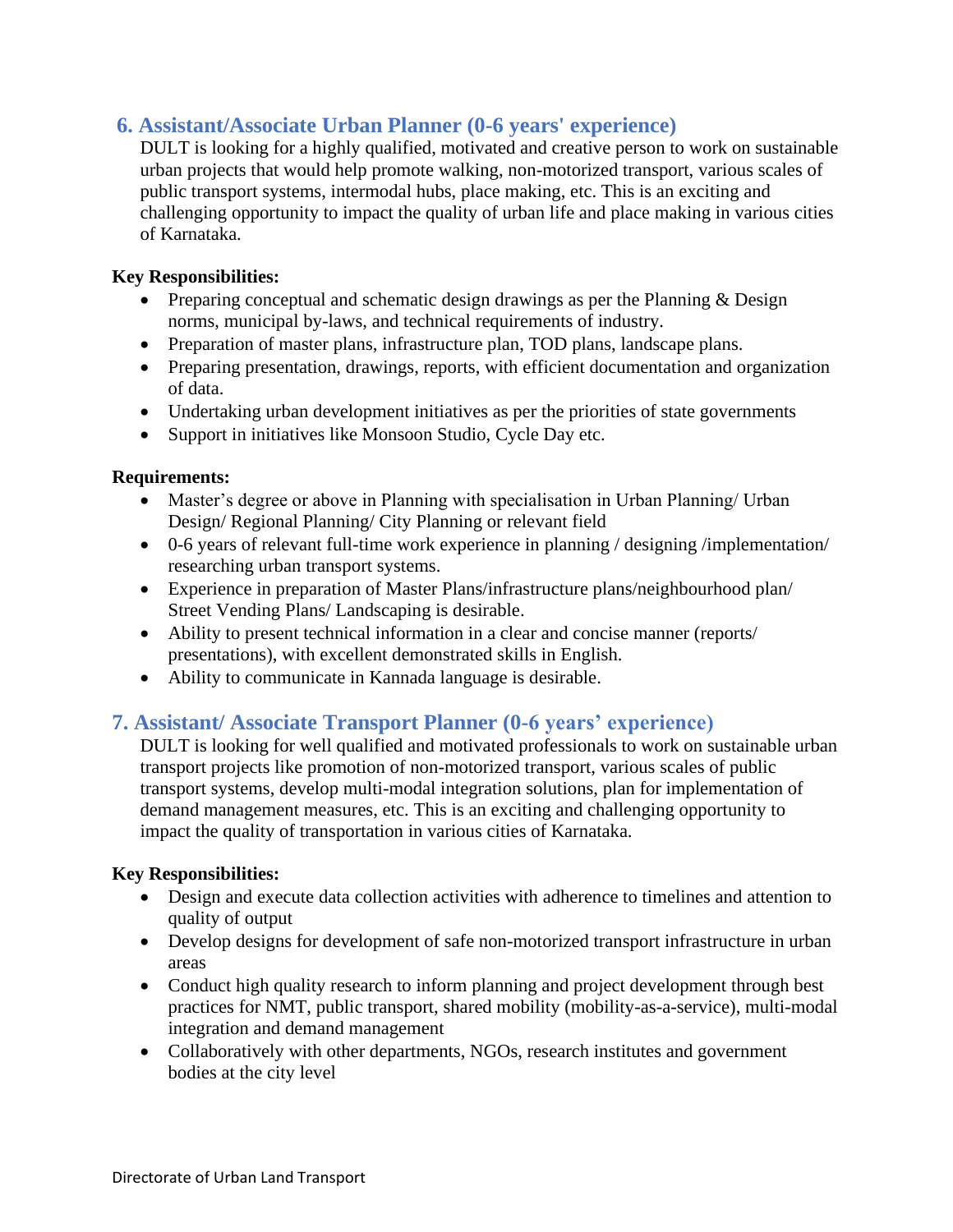## 6. Assistant/Associate Urban Planner (0-6 years' experience)

DULT is looking for a highly qualified, motivated and creative person to work on sustainable urban projects that would help promote walking, non-motorized transport, various scales of public transport systems, intermodal hubs, place making, etc. This is an exciting and challenging opportunity to impact the quality of urban life and place making in various cities of Karnataka.

**Key Responsibilities:**

- Preparing conceptual and schematic design drawings as per the Planning & Design norms, municipal by-laws, and technical requirements of industry.
- Preparation of master plans, infrastructure plan, TOD plans, landscape plans.
- Preparing presentation, drawings, reports, with efficient documentation and organization of data.
- Undertaking urban development initiatives as per the priorities of state governments
- Support in initiatives like Monsoon Studio, Cycle Day etc.

**Requirements:**

- Master's degree or above in Planning with specialisation in Urban Planning/ Urban Design/ Regional Planning/ City Planning or relevant field
- 0-6 years of relevant full-time work experience in planning / designing /implementation/ researching urban transport systems.
- Experience in preparation of Master Plans/infrastructure plans/neighbourhood plan/ Street Vending Plans/ Landscaping is desirable.
- Ability to present technical information in a clear and concise manner (reports/ presentations), with excellent demonstrated skills in English.
- Ability to communicate in Kannada language is desirable.

## 7. Assistant/ Associate Transport Planner (0-6 years' experience)

DULT is looking for well qualified and motivated professionals to work on sustainable urban transport projects like promotion of non-motorized transport, various scales of public transport systems, develop multi-modal integration solutions, plan for implementation of demand management measures, etc. This is an exciting and challenging opportunity to impact the quality of transportation in various cities of Karnataka.

**Key Responsibilities:**

- Design and execute data collection activities with adherence to timelines and attention to quality of output
- Develop designs for development of safe non-motorized transport infrastructure in urban areas
- Conduct high quality research to inform planning and project development through best practices for NMT, public transport, shared mobility (mobility-as-a-service), multi-modal integration and demand management
- Collaboratively with other departments, NGOs, research institutes and government bodies at the city level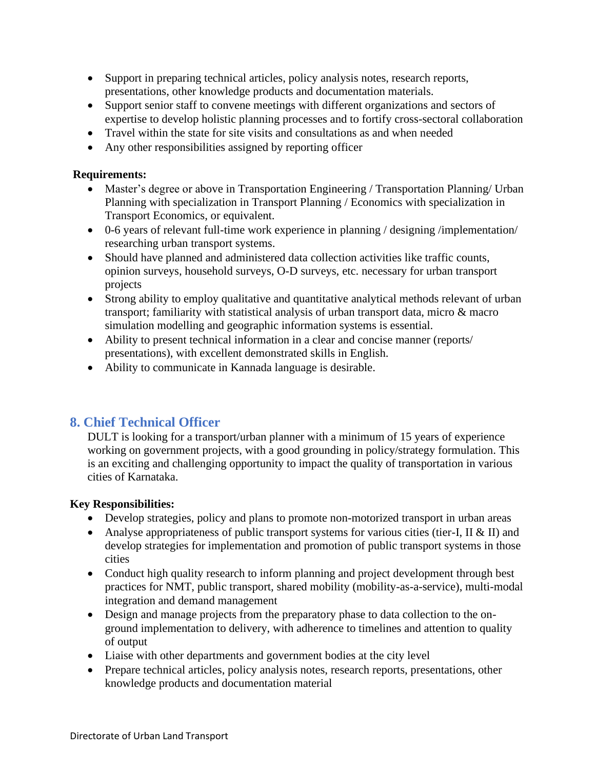- Support in preparing technical articles, policy analysis notes, research reports, presentations, other knowledge products and documentation materials.
- Support senior staff to convene meetings with different organizations and sectors of expertise to develop holistic planning processes and to fortify cross-sectoral collaboration
- Travel within the state for site visits and consultations as and when needed
- Any other responsibilities assigned by reporting officer

**Requirements:**

- Master's degree or above in Transportation Engineering / Transportation Planning/ Urban Planning with specialization in Transport Planning / Economics with specialization in Transport Economics, or equivalent.
- 0-6 years of relevant full-time work experience in planning / designing /implementation/ researching urban transport systems.
- Should have planned and administered data collection activities like traffic counts, opinion surveys, household surveys, O-D surveys, etc. necessary for urban transport projects
- Strong ability to employ qualitative and quantitative analytical methods relevant of urban transport; familiarity with statistical analysis of urban transport data, micro & macro simulation modelling and geographic information systems is essential.
- Ability to present technical information in a clear and concise manner (reports/ presentations), with excellent demonstrated skills in English.
- Ability to communicate in Kannada language is desirable.

## 8. Chief Technical Officer

DULT is looking for a transport/urban planner with a minimum of 15 years of experience working on government projects, with a good grounding in policy/strategy formulation. This is an exciting and challenging opportunity to impact the quality of transportation in various cities of Karnataka.

**Key Responsibilities:**

- Develop strategies, policy and plans to promote non-motorized transport in urban areas
- Analyse appropriateness of public transport systems for various cities (tier-I, II & II) and develop strategies for implementation and promotion of public transport systems in those cities
- Conduct high quality research to inform planning and project development through best practices for NMT, public transport, shared mobility (mobility-as-a-service), multi-modal integration and demand management
- Design and manage projects from the preparatory phase to data collection to the on-ground implementation to delivery, with adherence to timelines and attention to quality of output
- Liaise with other departments and government bodies at the city level
- Prepare technical articles, policy analysis notes, research reports, presentations, other knowledge products and documentation material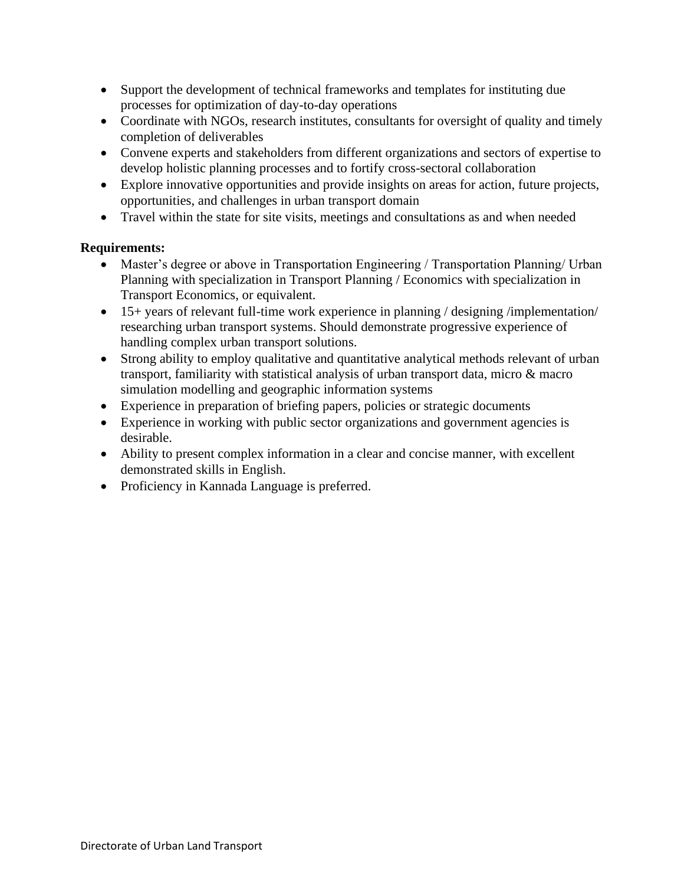- Support the development of technical frameworks and templates for instituting due processes for optimization of day-to-day operations
- Coordinate with NGOs, research institutes, consultants for oversight of quality and timely completion of deliverables
- Convene experts and stakeholders from different organizations and sectors of expertise to develop holistic planning processes and to fortify cross-sectoral collaboration
- Explore innovative opportunities and provide insights on areas for action, future projects, opportunities, and challenges in urban transport domain
- Travel within the state for site visits, meetings and consultations as and when needed

**Requirements:**

- Master's degree or above in Transportation Engineering / Transportation Planning/ Urban Planning with specialization in Transport Planning / Economics with specialization in Transport Economics, or equivalent.
- 15+ years of relevant full-time work experience in planning / designing /implementation/ researching urban transport systems. Should demonstrate progressive experience of handling complex urban transport solutions.
- Strong ability to employ qualitative and quantitative analytical methods relevant of urban transport, familiarity with statistical analysis of urban transport data, micro & macro simulation modelling and geographic information systems
- Experience in preparation of briefing papers, policies or strategic documents
- Experience in working with public sector organizations and government agencies is desirable.
- Ability to present complex information in a clear and concise manner, with excellent demonstrated skills in English.
- Proficiency in Kannada Language is preferred.